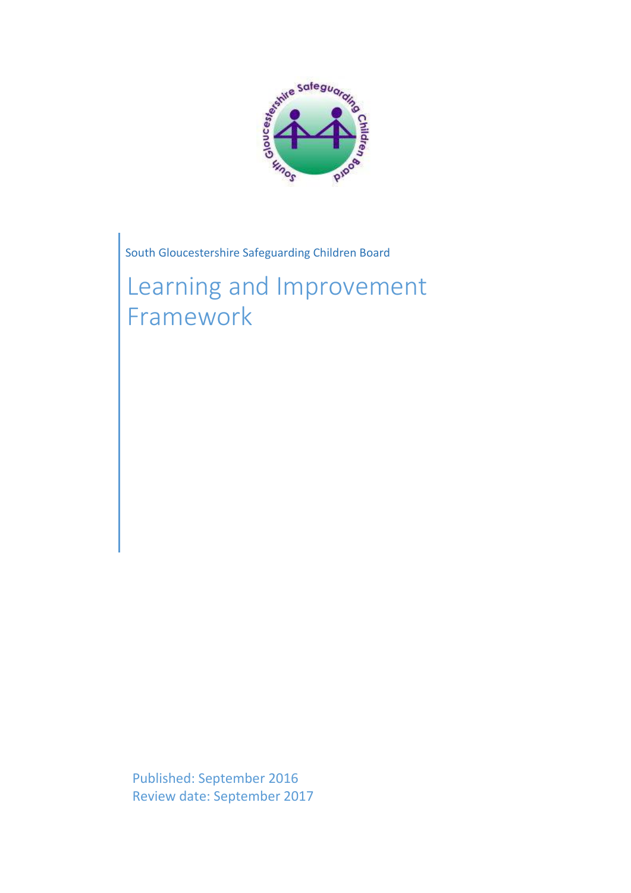South Gloucestershire Safeguarding Children Board

# Learning and Improvement Framework

Published: September 2016
Review date: September 2017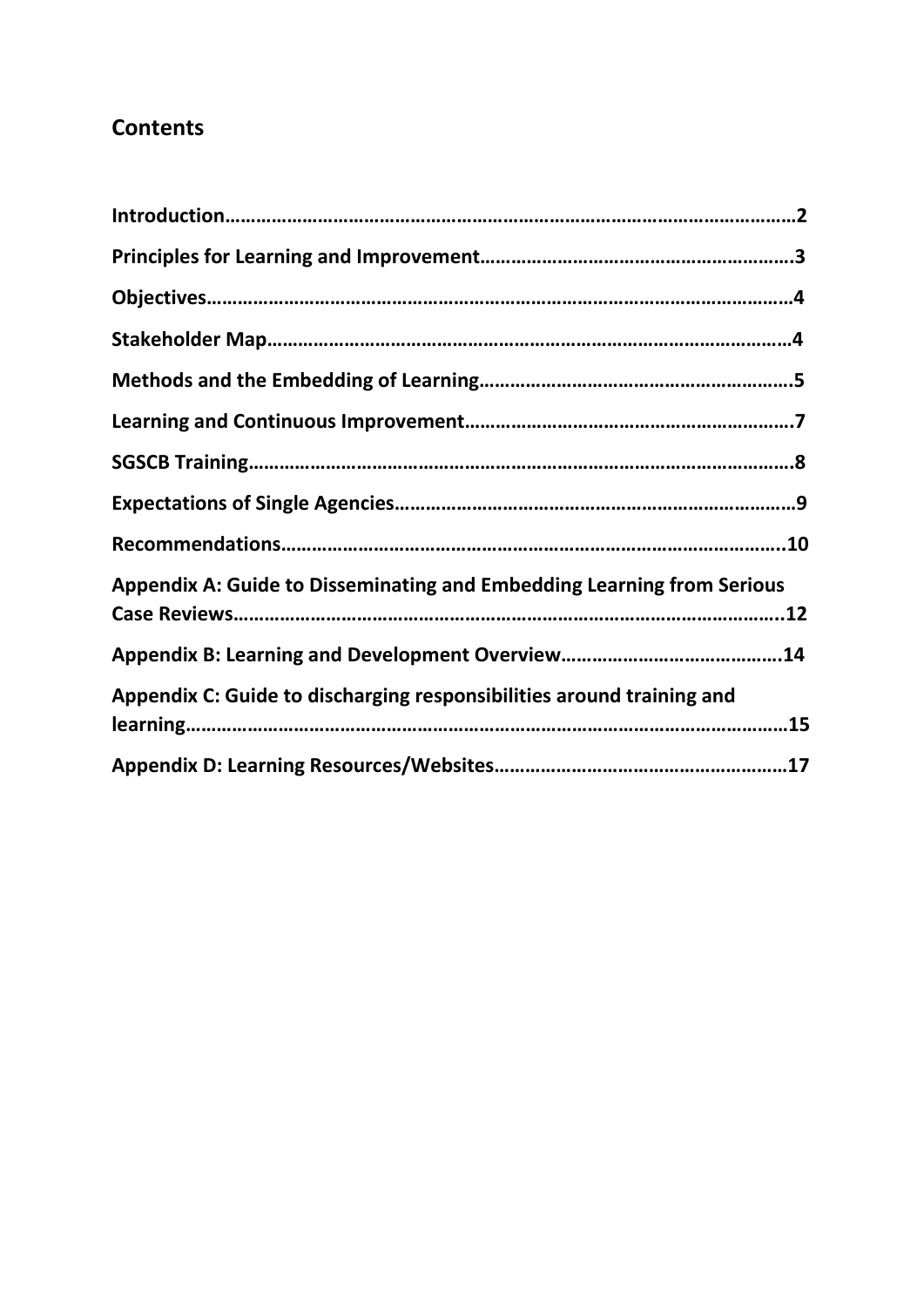## Contents

**Introduction……………………………………………………………………………………………2**

**Principles for Learning and Improvement……………………………………………………3**

**Objectives……………………………………………………………………………………………4**

**Stakeholder Map……………………………………………………………………………………4**

**Methods and the Embedding of Learning……………………………………………………5**

**Learning and Continuous Improvement………………………………………………………7**

**SGSCB Training………………………………………………………………………………………8**

**Expectations of Single Agencies…………………………………………………………………9**

**Recommendations…………………………………………………………………………………..10**

**Appendix A: Guide to Disseminating and Embedding Learning from Serious Case Reviews………………………………………………………………………………………..12**

**Appendix B: Learning and Development Overview…………………………………….14**

**Appendix C: Guide to discharging responsibilities around training and learning…………………………………………………………………………………………………15**

**Appendix D: Learning Resources/Websites…………………………………………………17**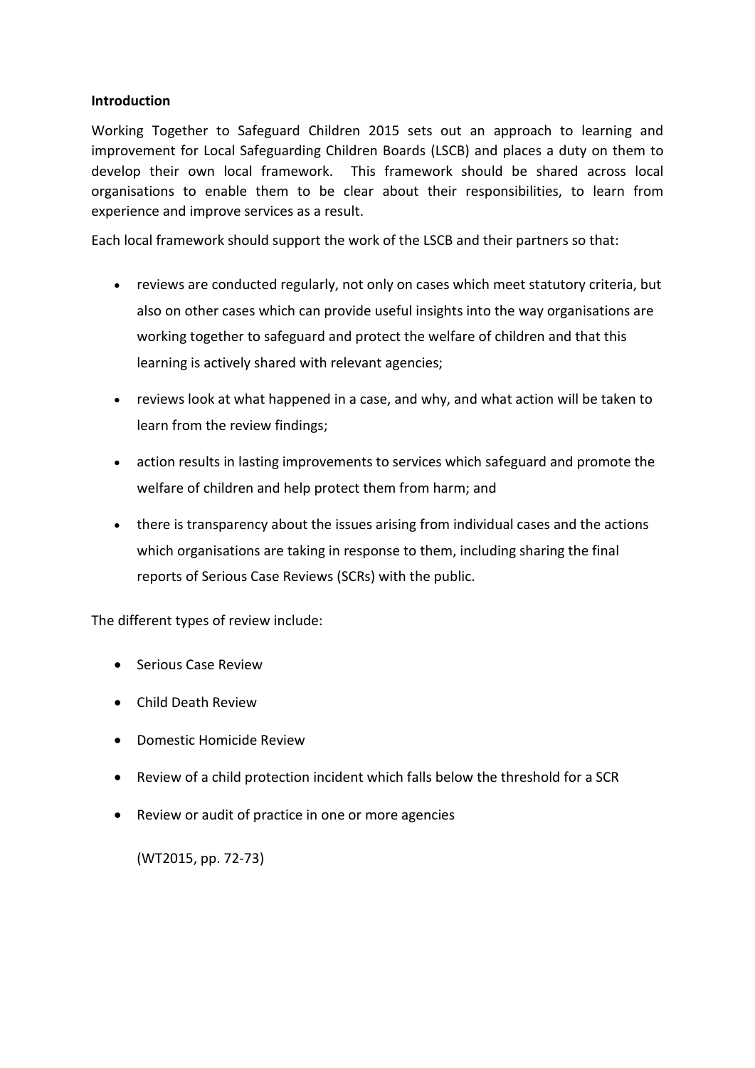**Introduction**

Working Together to Safeguard Children 2015 sets out an approach to learning and improvement for Local Safeguarding Children Boards (LSCB) and places a duty on them to develop their own local framework. This framework should be shared across local organisations to enable them to be clear about their responsibilities, to learn from experience and improve services as a result.

Each local framework should support the work of the LSCB and their partners so that:

- reviews are conducted regularly, not only on cases which meet statutory criteria, but also on other cases which can provide useful insights into the way organisations are working together to safeguard and protect the welfare of children and that this learning is actively shared with relevant agencies;
- reviews look at what happened in a case, and why, and what action will be taken to learn from the review findings;
- action results in lasting improvements to services which safeguard and promote the welfare of children and help protect them from harm; and
- there is transparency about the issues arising from individual cases and the actions which organisations are taking in response to them, including sharing the final reports of Serious Case Reviews (SCRs) with the public.

The different types of review include:

- Serious Case Review
- Child Death Review
- Domestic Homicide Review
- Review of a child protection incident which falls below the threshold for a SCR
- Review or audit of practice in one or more agencies

(WT2015, pp. 72-73)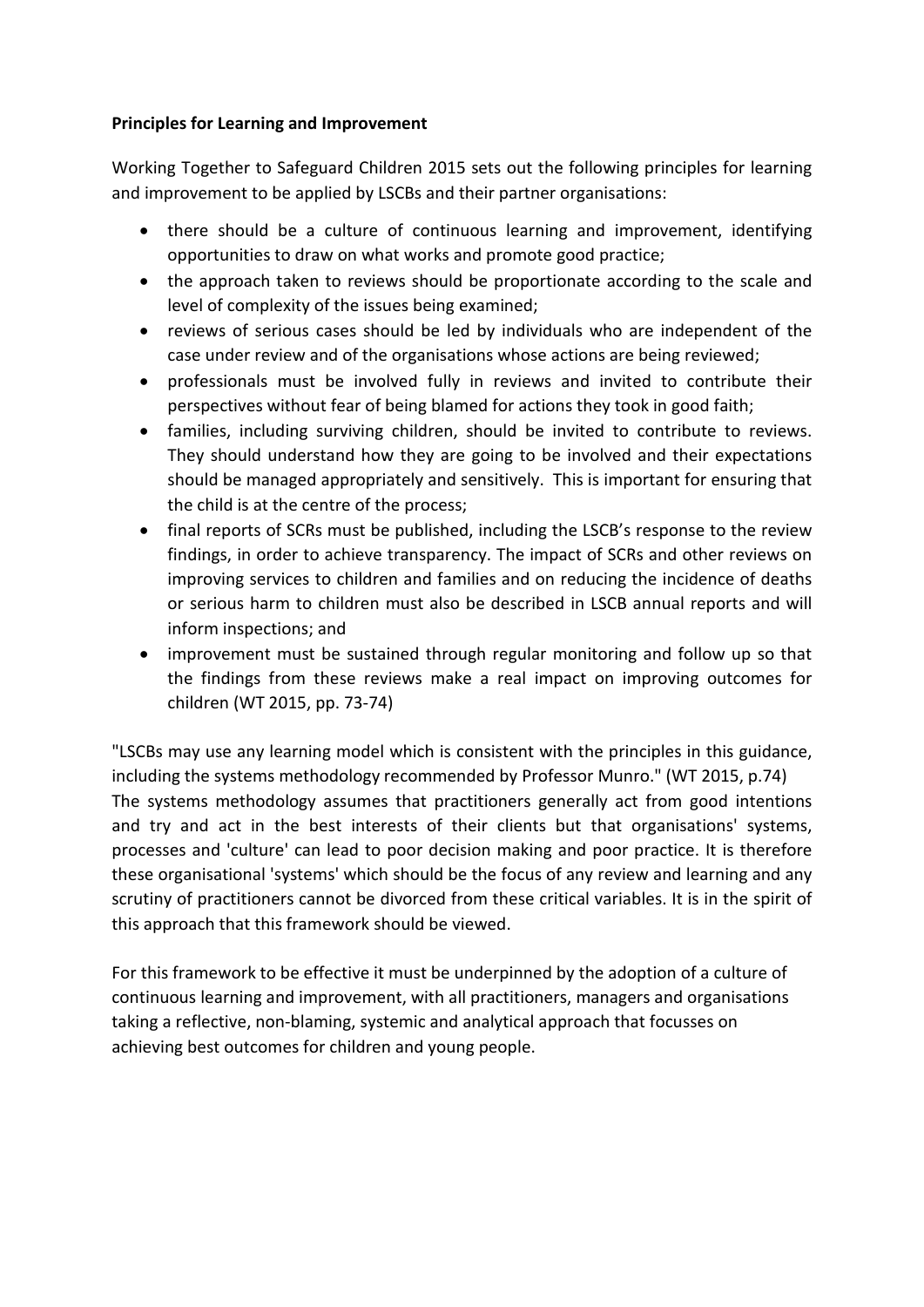**Principles for Learning and Improvement**

Working Together to Safeguard Children 2015 sets out the following principles for learning and improvement to be applied by LSCBs and their partner organisations:

- there should be a culture of continuous learning and improvement, identifying opportunities to draw on what works and promote good practice;
- the approach taken to reviews should be proportionate according to the scale and level of complexity of the issues being examined;
- reviews of serious cases should be led by individuals who are independent of the case under review and of the organisations whose actions are being reviewed;
- professionals must be involved fully in reviews and invited to contribute their perspectives without fear of being blamed for actions they took in good faith;
- families, including surviving children, should be invited to contribute to reviews. They should understand how they are going to be involved and their expectations should be managed appropriately and sensitively. This is important for ensuring that the child is at the centre of the process;
- final reports of SCRs must be published, including the LSCB's response to the review findings, in order to achieve transparency. The impact of SCRs and other reviews on improving services to children and families and on reducing the incidence of deaths or serious harm to children must also be described in LSCB annual reports and will inform inspections; and
- improvement must be sustained through regular monitoring and follow up so that the findings from these reviews make a real impact on improving outcomes for children (WT 2015, pp. 73-74)

"LSCBs may use any learning model which is consistent with the principles in this guidance, including the systems methodology recommended by Professor Munro." (WT 2015, p.74)
The systems methodology assumes that practitioners generally act from good intentions and try and act in the best interests of their clients but that organisations' systems, processes and 'culture' can lead to poor decision making and poor practice. It is therefore these organisational 'systems' which should be the focus of any review and learning and any scrutiny of practitioners cannot be divorced from these critical variables. It is in the spirit of this approach that this framework should be viewed.

For this framework to be effective it must be underpinned by the adoption of a culture of continuous learning and improvement, with all practitioners, managers and organisations taking a reflective, non-blaming, systemic and analytical approach that focusses on achieving best outcomes for children and young people.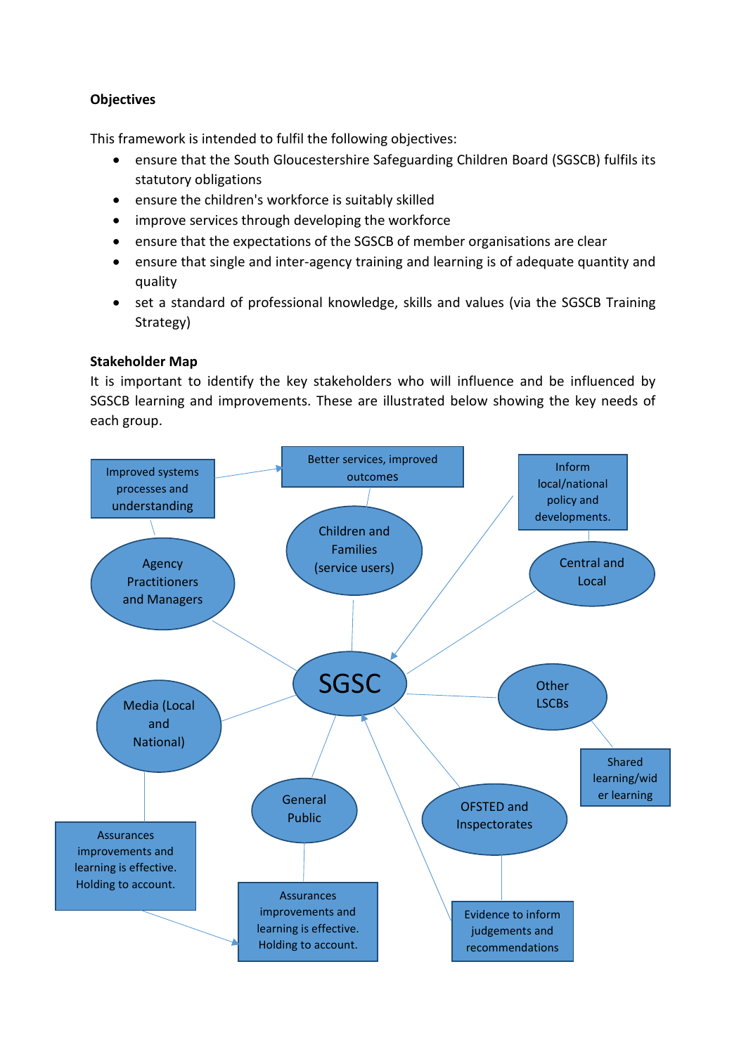**Objectives**

This framework is intended to fulfil the following objectives:

- ensure that the South Gloucestershire Safeguarding Children Board (SGSCB) fulfils its statutory obligations
- ensure the children's workforce is suitably skilled
- improve services through developing the workforce
- ensure that the expectations of the SGSCB of member organisations are clear
- ensure that single and inter-agency training and learning is of adequate quantity and quality
- set a standard of professional knowledge, skills and values (via the SGSCB Training Strategy)

**Stakeholder Map**

It is important to identify the key stakeholders who will influence and be influenced by SGSCB learning and improvements. These are illustrated below showing the key needs of each group.

SGSC

Agency Practitioners and Managers

Improved systems processes and understanding

Children and Families (service users)

Better services, improved outcomes

Central and Local

Inform local/national policy and developments.

Other LSCBs

Shared learning/wider learning

OFSTED and Inspectorates

Evidence to inform judgements and recommendations

General Public

Assurances improvements and learning is effective. Holding to account.

Media (Local and National)

Assurances improvements and learning is effective. Holding to account.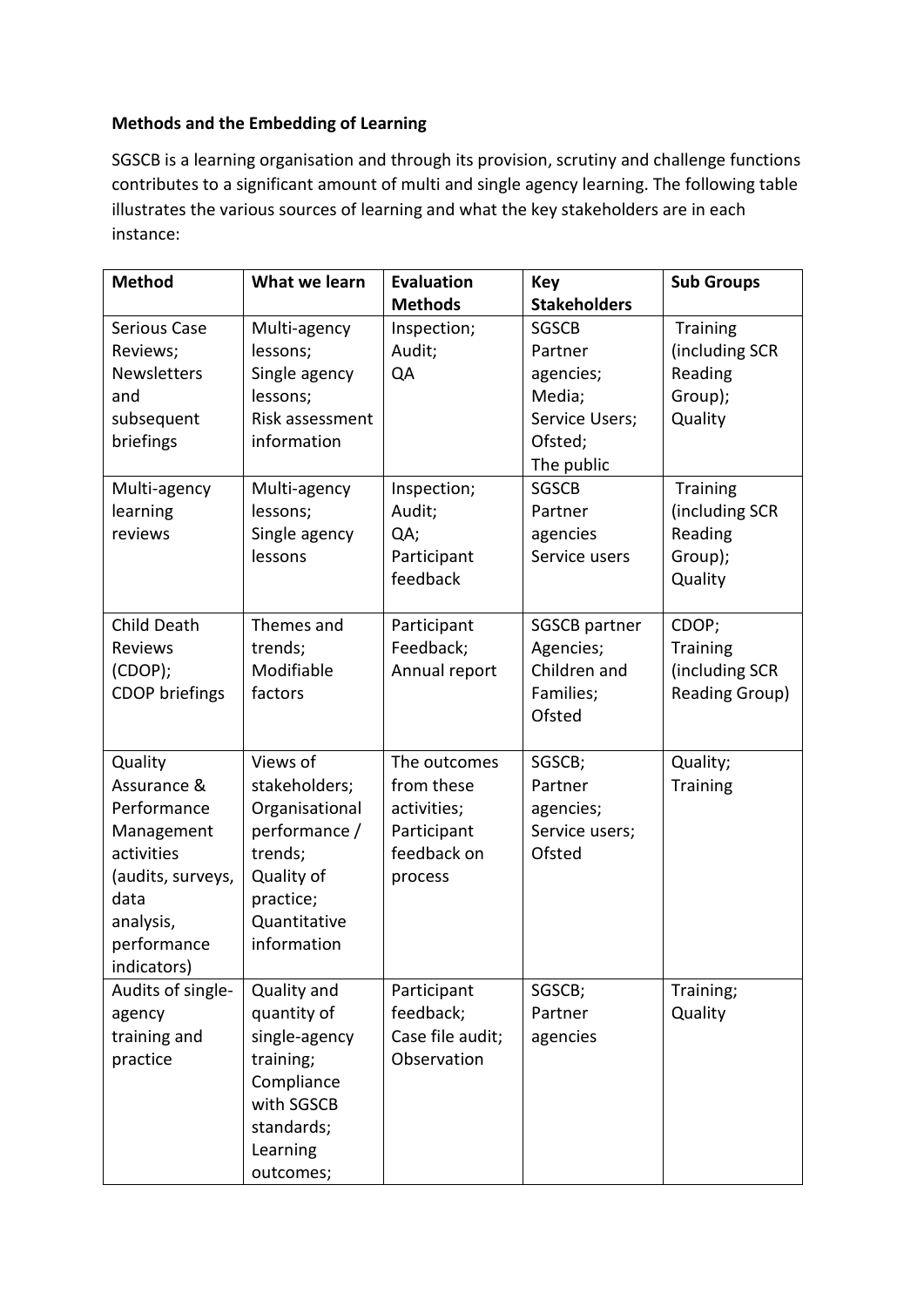**Methods and the Embedding of Learning**

SGSCB is a learning organisation and through its provision, scrutiny and challenge functions contributes to a significant amount of multi and single agency learning. The following table illustrates the various sources of learning and what the key stakeholders are in each instance:

| Method | What we learn | Evaluation Methods | Key Stakeholders | Sub Groups |
|---|---|---|---|---|
| Serious Case Reviews; Newsletters and subsequent briefings | Multi-agency lessons; Single agency lessons; Risk assessment information | Inspection; Audit; QA | SGSCB Partner agencies; Media; Service Users; Ofsted; The public | Training (including SCR Reading Group); Quality |
| Multi-agency learning reviews | Multi-agency lessons; Single agency lessons | Inspection; Audit; QA; Participant feedback | SGSCB Partner agencies Service users | Training (including SCR Reading Group); Quality |
| Child Death Reviews (CDOP); CDOP briefings | Themes and trends; Modifiable factors | Participant Feedback; Annual report | SGSCB partner Agencies; Children and Families; Ofsted | CDOP; Training (including SCR Reading Group) |
| Quality Assurance & Performance Management activities (audits, surveys, data analysis, performance indicators) | Views of stakeholders; Organisational performance / trends; Quality of practice; Quantitative information | The outcomes from these activities; Participant feedback on process | SGSCB; Partner agencies; Service users; Ofsted | Quality; Training |
| Audits of single-agency training and practice | Quality and quantity of single-agency training; Compliance with SGSCB standards; Learning outcomes; | Participant feedback; Case file audit; Observation | SGSCB; Partner agencies | Training; Quality |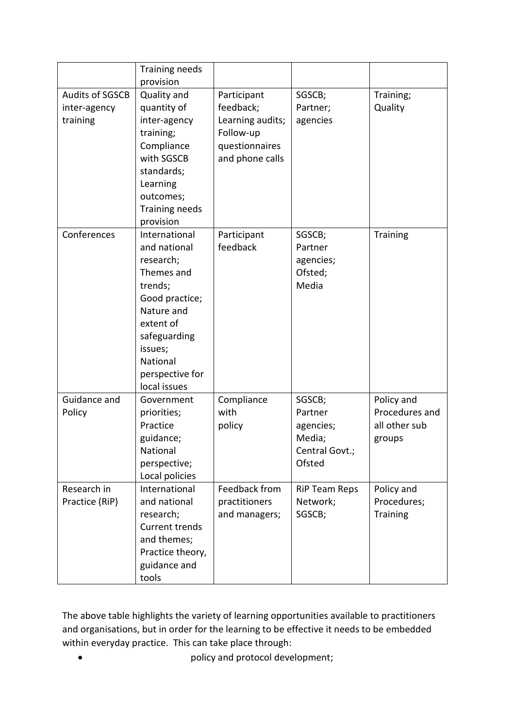|  | Training needs provision |  |  |  |
|---|---|---|---|---|
| Audits of SGSCB inter-agency training | Quality and quantity of inter-agency training; Compliance with SGSCB standards; Learning outcomes; Training needs provision | Participant feedback; Learning audits; Follow-up questionnaires and phone calls | SGSCB; Partner; agencies | Training; Quality |
| Conferences | International and national research; Themes and trends; Good practice; Nature and extent of safeguarding issues; National perspective for local issues | Participant feedback | SGSCB; Partner agencies; Ofsted; Media | Training |
| Guidance and Policy | Government priorities; Practice guidance; National perspective; Local policies | Compliance with policy | SGSCB; Partner agencies; Media; Central Govt.; Ofsted | Policy and Procedures and all other sub groups |
| Research in Practice (RiP) | International and national research; Current trends and themes; Practice theory, guidance and tools | Feedback from practitioners and managers; | RiP Team Reps Network; SGSCB; | Policy and Procedures; Training |

The above table highlights the variety of learning opportunities available to practitioners and organisations, but in order for the learning to be effective it needs to be embedded within everyday practice. This can take place through:

- policy and protocol development;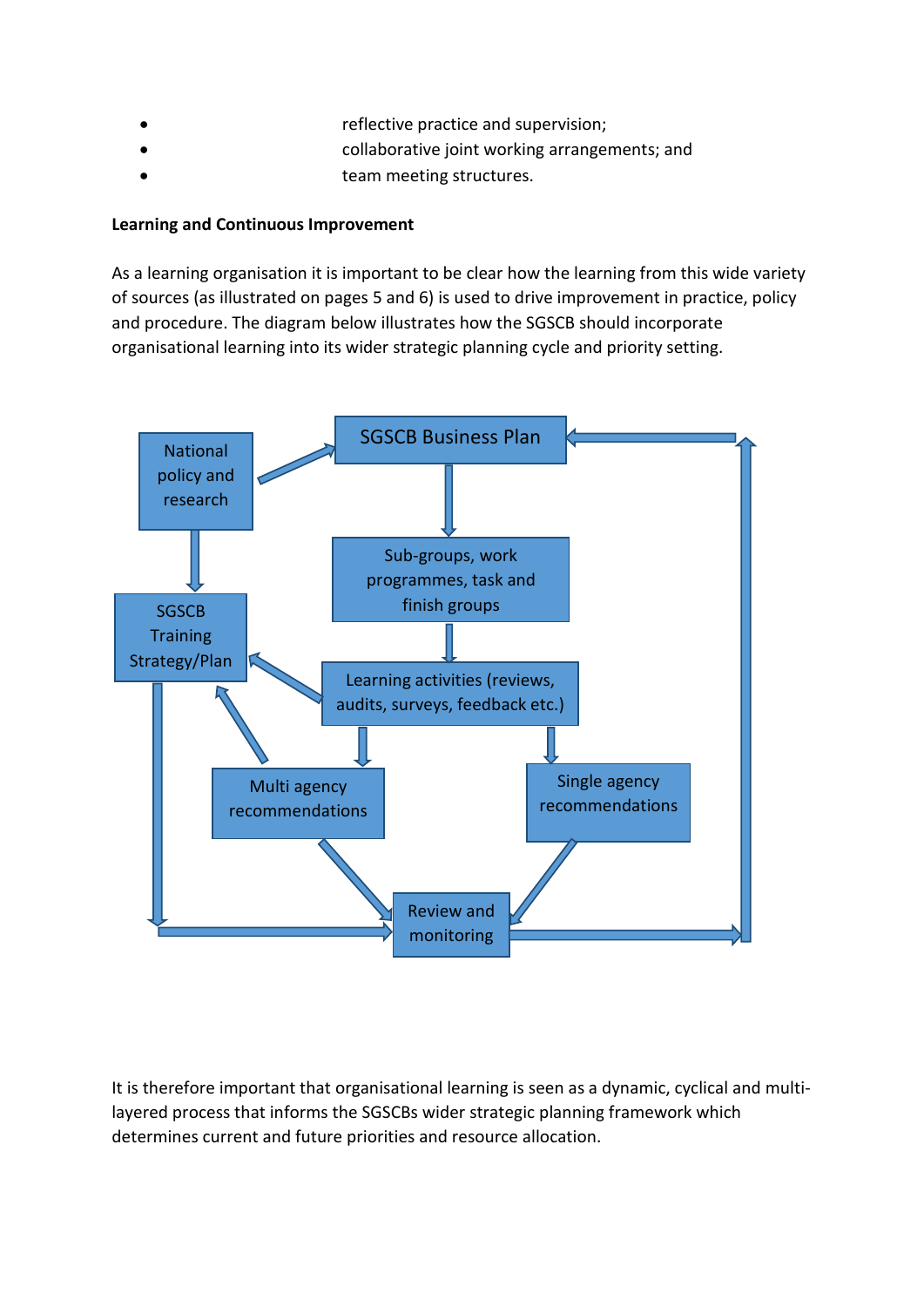- reflective practice and supervision;
- collaborative joint working arrangements; and
- team meeting structures.

**Learning and Continuous Improvement**

As a learning organisation it is important to be clear how the learning from this wide variety of sources (as illustrated on pages 5 and 6) is used to drive improvement in practice, policy and procedure. The diagram below illustrates how the SGSCB should incorporate organisational learning into its wider strategic planning cycle and priority setting.

National policy and research

SGSCB Business Plan

Sub-groups, work programmes, task and finish groups

SGSCB Training Strategy/Plan

Learning activities (reviews, audits, surveys, feedback etc.)

Multi agency recommendations

Single agency recommendations

Review and monitoring

It is therefore important that organisational learning is seen as a dynamic, cyclical and multi-layered process that informs the SGSCBs wider strategic planning framework which determines current and future priorities and resource allocation.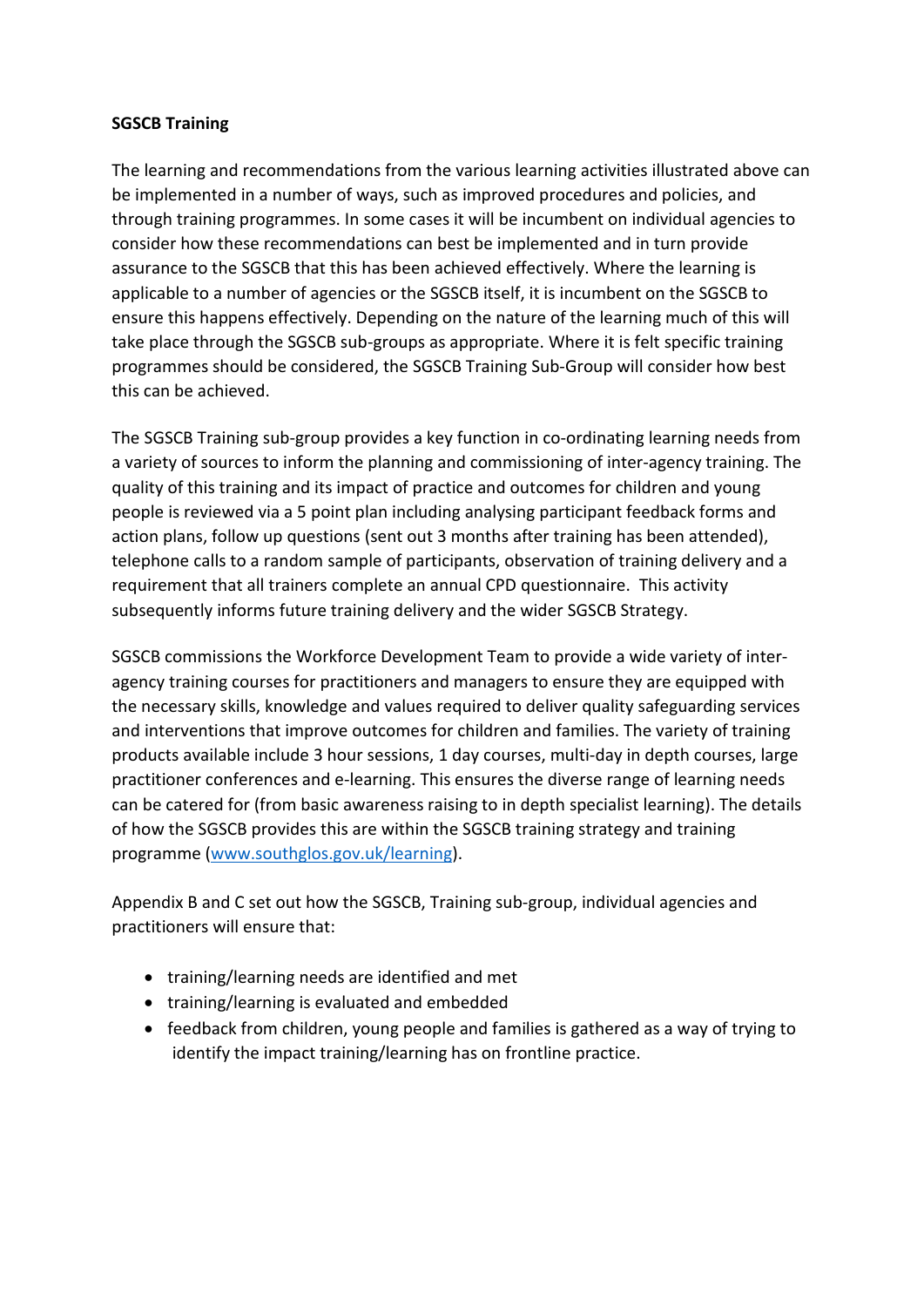**SGSCB Training**

The learning and recommendations from the various learning activities illustrated above can be implemented in a number of ways, such as improved procedures and policies, and through training programmes. In some cases it will be incumbent on individual agencies to consider how these recommendations can best be implemented and in turn provide assurance to the SGSCB that this has been achieved effectively. Where the learning is applicable to a number of agencies or the SGSCB itself, it is incumbent on the SGSCB to ensure this happens effectively. Depending on the nature of the learning much of this will take place through the SGSCB sub-groups as appropriate. Where it is felt specific training programmes should be considered, the SGSCB Training Sub-Group will consider how best this can be achieved.

The SGSCB Training sub-group provides a key function in co-ordinating learning needs from a variety of sources to inform the planning and commissioning of inter-agency training. The quality of this training and its impact of practice and outcomes for children and young people is reviewed via a 5 point plan including analysing participant feedback forms and action plans, follow up questions (sent out 3 months after training has been attended), telephone calls to a random sample of participants, observation of training delivery and a requirement that all trainers complete an annual CPD questionnaire. This activity subsequently informs future training delivery and the wider SGSCB Strategy.

SGSCB commissions the Workforce Development Team to provide a wide variety of inter-agency training courses for practitioners and managers to ensure they are equipped with the necessary skills, knowledge and values required to deliver quality safeguarding services and interventions that improve outcomes for children and families. The variety of training products available include 3 hour sessions, 1 day courses, multi-day in depth courses, large practitioner conferences and e-learning. This ensures the diverse range of learning needs can be catered for (from basic awareness raising to in depth specialist learning). The details of how the SGSCB provides this are within the SGSCB training strategy and training programme ([www.southglos.gov.uk/learning](www.southglos.gov.uk/learning)).

Appendix B and C set out how the SGSCB, Training sub-group, individual agencies and practitioners will ensure that:

- training/learning needs are identified and met
- training/learning is evaluated and embedded
- feedback from children, young people and families is gathered as a way of trying to identify the impact training/learning has on frontline practice.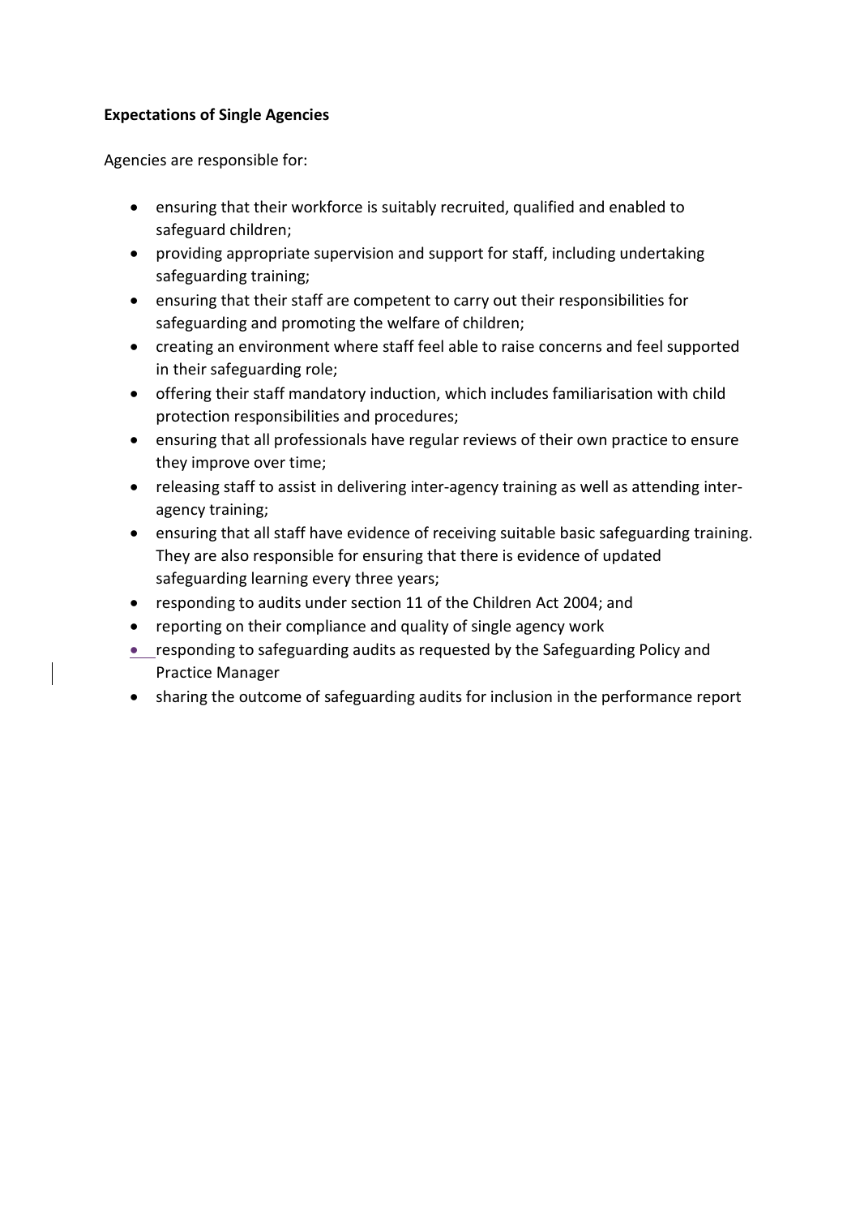**Expectations of Single Agencies**

Agencies are responsible for:

- ensuring that their workforce is suitably recruited, qualified and enabled to safeguard children;
- providing appropriate supervision and support for staff, including undertaking safeguarding training;
- ensuring that their staff are competent to carry out their responsibilities for safeguarding and promoting the welfare of children;
- creating an environment where staff feel able to raise concerns and feel supported in their safeguarding role;
- offering their staff mandatory induction, which includes familiarisation with child protection responsibilities and procedures;
- ensuring that all professionals have regular reviews of their own practice to ensure they improve over time;
- releasing staff to assist in delivering inter-agency training as well as attending inter-agency training;
- ensuring that all staff have evidence of receiving suitable basic safeguarding training. They are also responsible for ensuring that there is evidence of updated safeguarding learning every three years;
- responding to audits under section 11 of the Children Act 2004; and
- reporting on their compliance and quality of single agency work
- responding to safeguarding audits as requested by the Safeguarding Policy and Practice Manager
- sharing the outcome of safeguarding audits for inclusion in the performance report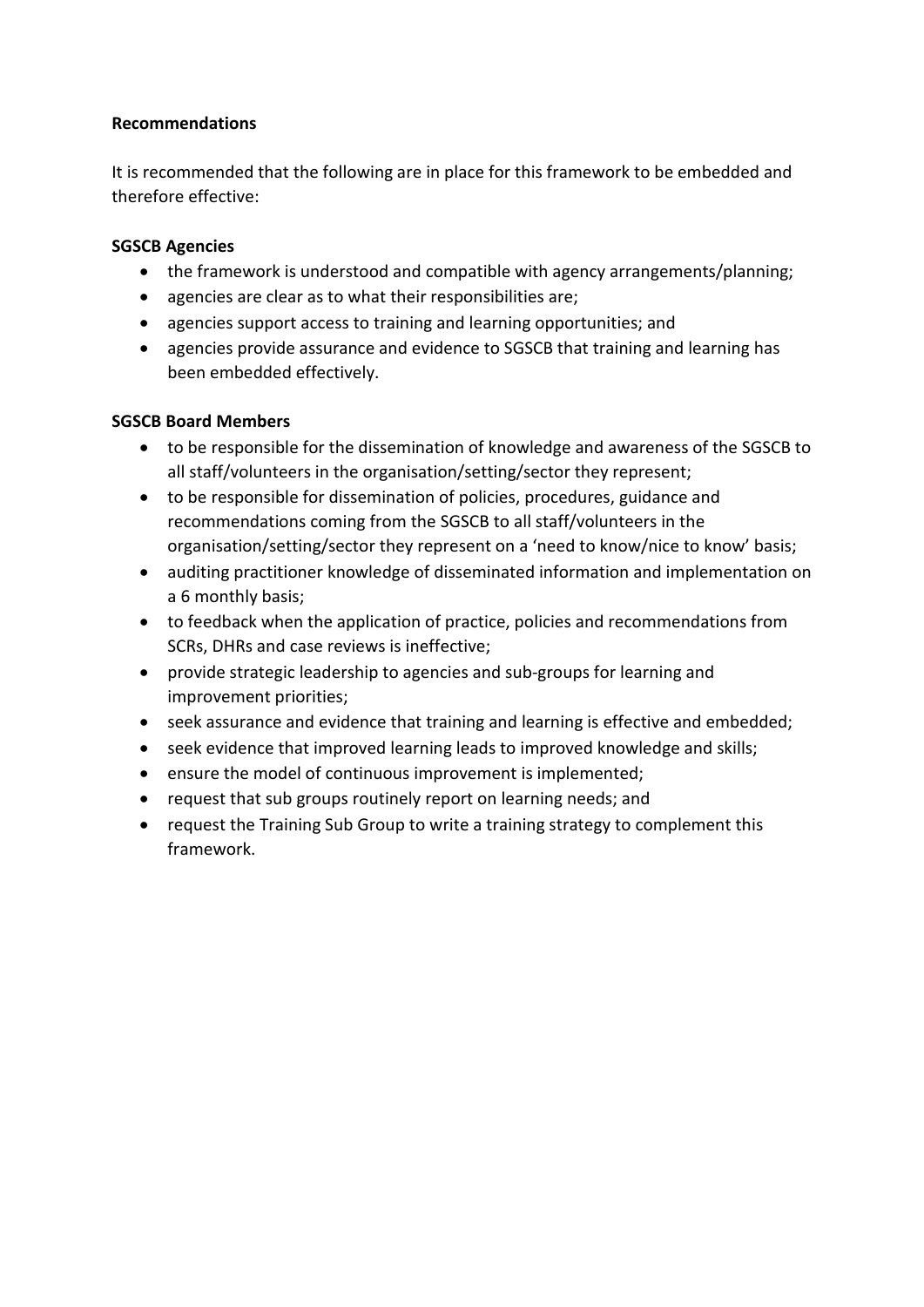**Recommendations**

It is recommended that the following are in place for this framework to be embedded and therefore effective:

**SGSCB Agencies**

- the framework is understood and compatible with agency arrangements/planning;
- agencies are clear as to what their responsibilities are;
- agencies support access to training and learning opportunities; and
- agencies provide assurance and evidence to SGSCB that training and learning has been embedded effectively.

**SGSCB Board Members**

- to be responsible for the dissemination of knowledge and awareness of the SGSCB to all staff/volunteers in the organisation/setting/sector they represent;
- to be responsible for dissemination of policies, procedures, guidance and recommendations coming from the SGSCB to all staff/volunteers in the organisation/setting/sector they represent on a 'need to know/nice to know' basis;
- auditing practitioner knowledge of disseminated information and implementation on a 6 monthly basis;
- to feedback when the application of practice, policies and recommendations from SCRs, DHRs and case reviews is ineffective;
- provide strategic leadership to agencies and sub-groups for learning and improvement priorities;
- seek assurance and evidence that training and learning is effective and embedded;
- seek evidence that improved learning leads to improved knowledge and skills;
- ensure the model of continuous improvement is implemented;
- request that sub groups routinely report on learning needs; and
- request the Training Sub Group to write a training strategy to complement this framework.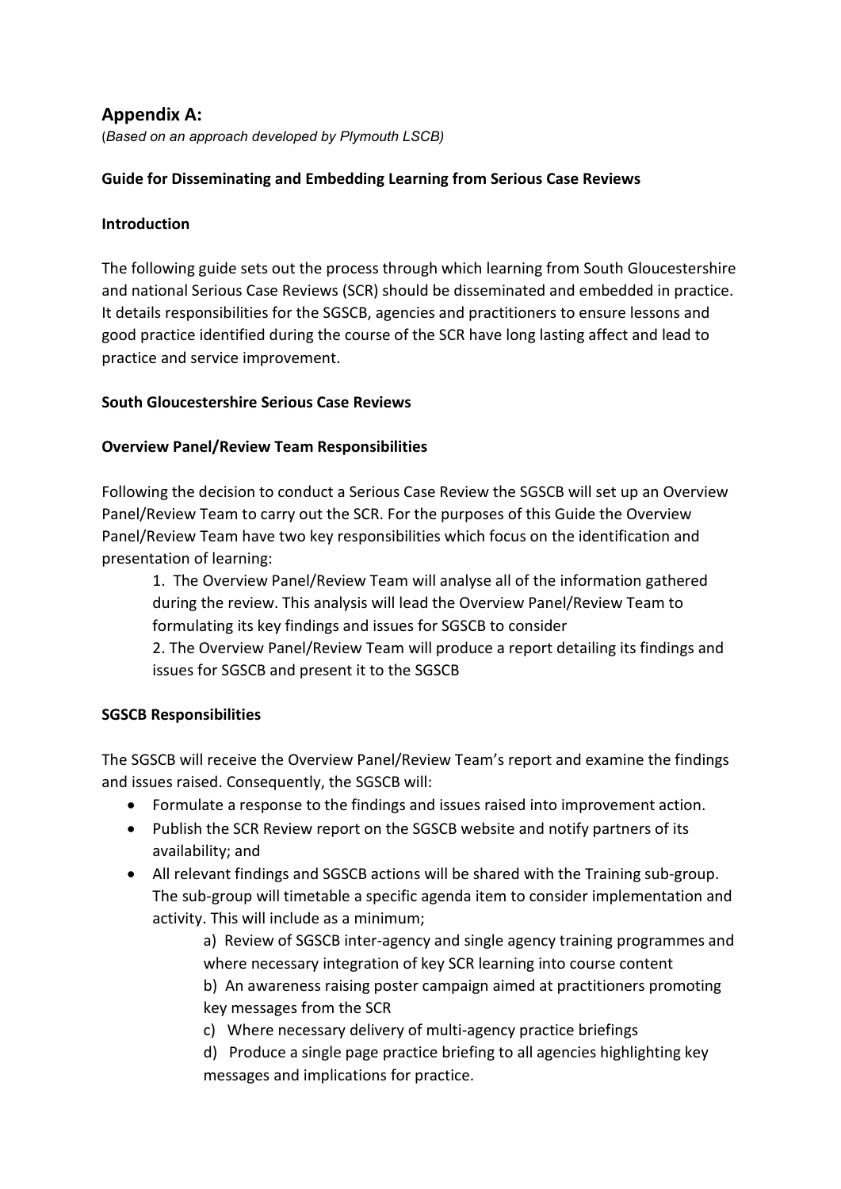## Appendix A:

(*Based on an approach developed by Plymouth LSCB)*

**Guide for Disseminating and Embedding Learning from Serious Case Reviews**

**Introduction**

The following guide sets out the process through which learning from South Gloucestershire and national Serious Case Reviews (SCR) should be disseminated and embedded in practice. It details responsibilities for the SGSCB, agencies and practitioners to ensure lessons and good practice identified during the course of the SCR have long lasting affect and lead to practice and service improvement.

**South Gloucestershire Serious Case Reviews**

**Overview Panel/Review Team Responsibilities**

Following the decision to conduct a Serious Case Review the SGSCB will set up an Overview Panel/Review Team to carry out the SCR. For the purposes of this Guide the Overview Panel/Review Team have two key responsibilities which focus on the identification and presentation of learning:

1. The Overview Panel/Review Team will analyse all of the information gathered during the review. This analysis will lead the Overview Panel/Review Team to formulating its key findings and issues for SGSCB to consider
2. The Overview Panel/Review Team will produce a report detailing its findings and issues for SGSCB and present it to the SGSCB

**SGSCB Responsibilities**

The SGSCB will receive the Overview Panel/Review Team's report and examine the findings and issues raised. Consequently, the SGSCB will:

- Formulate a response to the findings and issues raised into improvement action.
- Publish the SCR Review report on the SGSCB website and notify partners of its availability; and
- All relevant findings and SGSCB actions will be shared with the Training sub-group. The sub-group will timetable a specific agenda item to consider implementation and activity. This will include as a minimum;
  - a) Review of SGSCB inter-agency and single agency training programmes and where necessary integration of key SCR learning into course content
  - b) An awareness raising poster campaign aimed at practitioners promoting key messages from the SCR
  - c) Where necessary delivery of multi-agency practice briefings
  - d) Produce a single page practice briefing to all agencies highlighting key messages and implications for practice.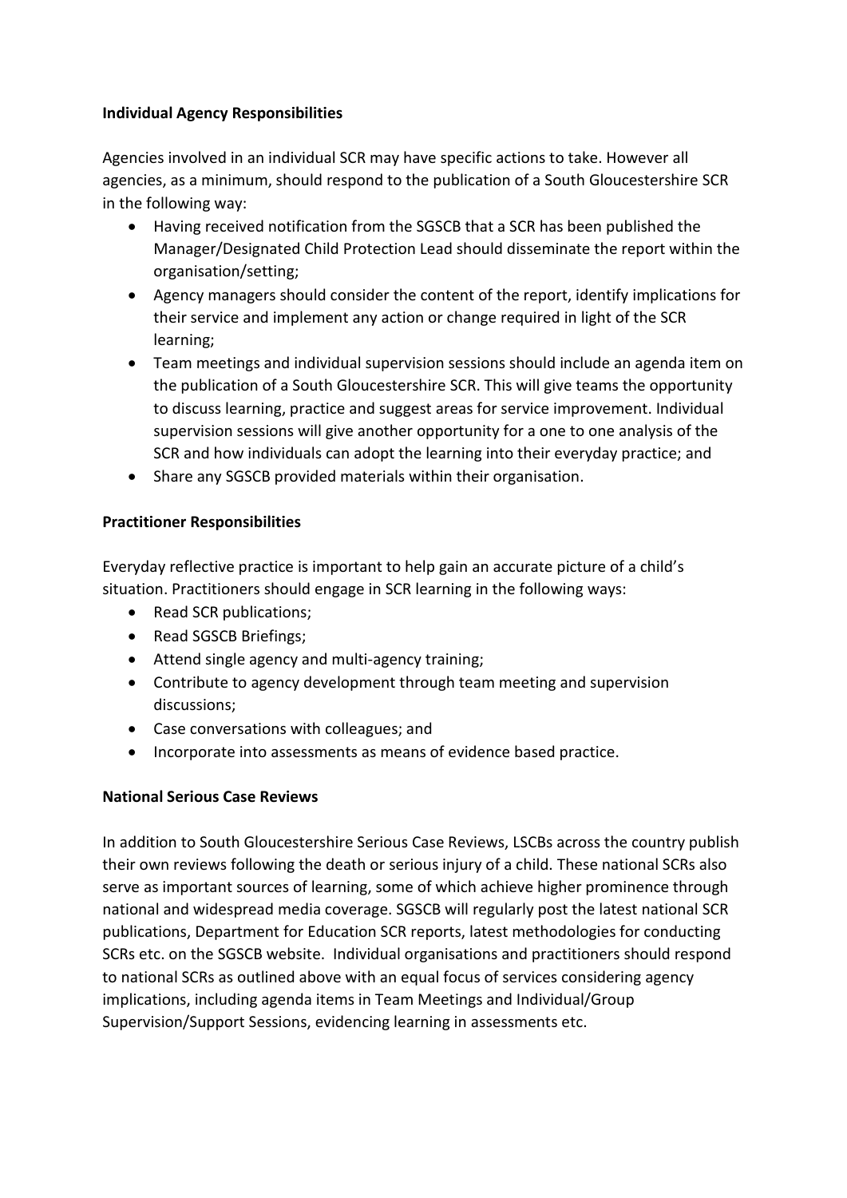**Individual Agency Responsibilities**

Agencies involved in an individual SCR may have specific actions to take. However all agencies, as a minimum, should respond to the publication of a South Gloucestershire SCR in the following way:

- Having received notification from the SGSCB that a SCR has been published the Manager/Designated Child Protection Lead should disseminate the report within the organisation/setting;
- Agency managers should consider the content of the report, identify implications for their service and implement any action or change required in light of the SCR learning;
- Team meetings and individual supervision sessions should include an agenda item on the publication of a South Gloucestershire SCR. This will give teams the opportunity to discuss learning, practice and suggest areas for service improvement. Individual supervision sessions will give another opportunity for a one to one analysis of the SCR and how individuals can adopt the learning into their everyday practice; and
- Share any SGSCB provided materials within their organisation.

**Practitioner Responsibilities**

Everyday reflective practice is important to help gain an accurate picture of a child's situation. Practitioners should engage in SCR learning in the following ways:

- Read SCR publications;
- Read SGSCB Briefings;
- Attend single agency and multi-agency training;
- Contribute to agency development through team meeting and supervision discussions;
- Case conversations with colleagues; and
- Incorporate into assessments as means of evidence based practice.

**National Serious Case Reviews**

In addition to South Gloucestershire Serious Case Reviews, LSCBs across the country publish their own reviews following the death or serious injury of a child. These national SCRs also serve as important sources of learning, some of which achieve higher prominence through national and widespread media coverage. SGSCB will regularly post the latest national SCR publications, Department for Education SCR reports, latest methodologies for conducting SCRs etc. on the SGSCB website. Individual organisations and practitioners should respond to national SCRs as outlined above with an equal focus of services considering agency implications, including agenda items in Team Meetings and Individual/Group Supervision/Support Sessions, evidencing learning in assessments etc.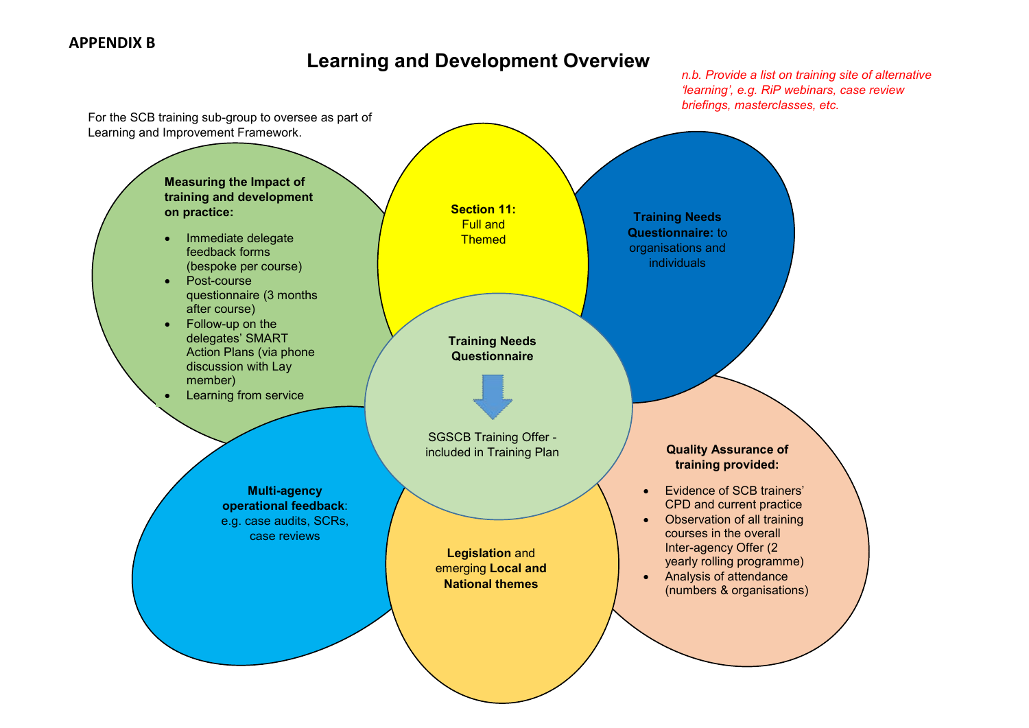**APPENDIX B**

# Learning and Development Overview

*n.b. Provide a list on training site of alternative 'learning', e.g. RiP webinars, case review briefings, masterclasses, etc.*

For the SCB training sub-group to oversee as part of Learning and Improvement Framework.

**Measuring the Impact of training and development on practice:**

- Immediate delegate feedback forms (bespoke per course)
- Post-course questionnaire (3 months after course)
- Follow-up on the delegates' SMART Action Plans (via phone discussion with Lay member)
- Learning from service

**Section 11:** Full and Themed

**Training Needs Questionnaire:** to organisations and individuals

**Training Needs Questionnaire**

↓

SGSCB Training Offer - included in Training Plan

**Quality Assurance of training provided:**

- Evidence of SCB trainers' CPD and current practice
- Observation of all training courses in the overall Inter-agency Offer (2 yearly rolling programme)
- Analysis of attendance (numbers & organisations)

**Multi-agency operational feedback**: e.g. case audits, SCRs, case reviews

**Legislation** and emerging **Local and National themes**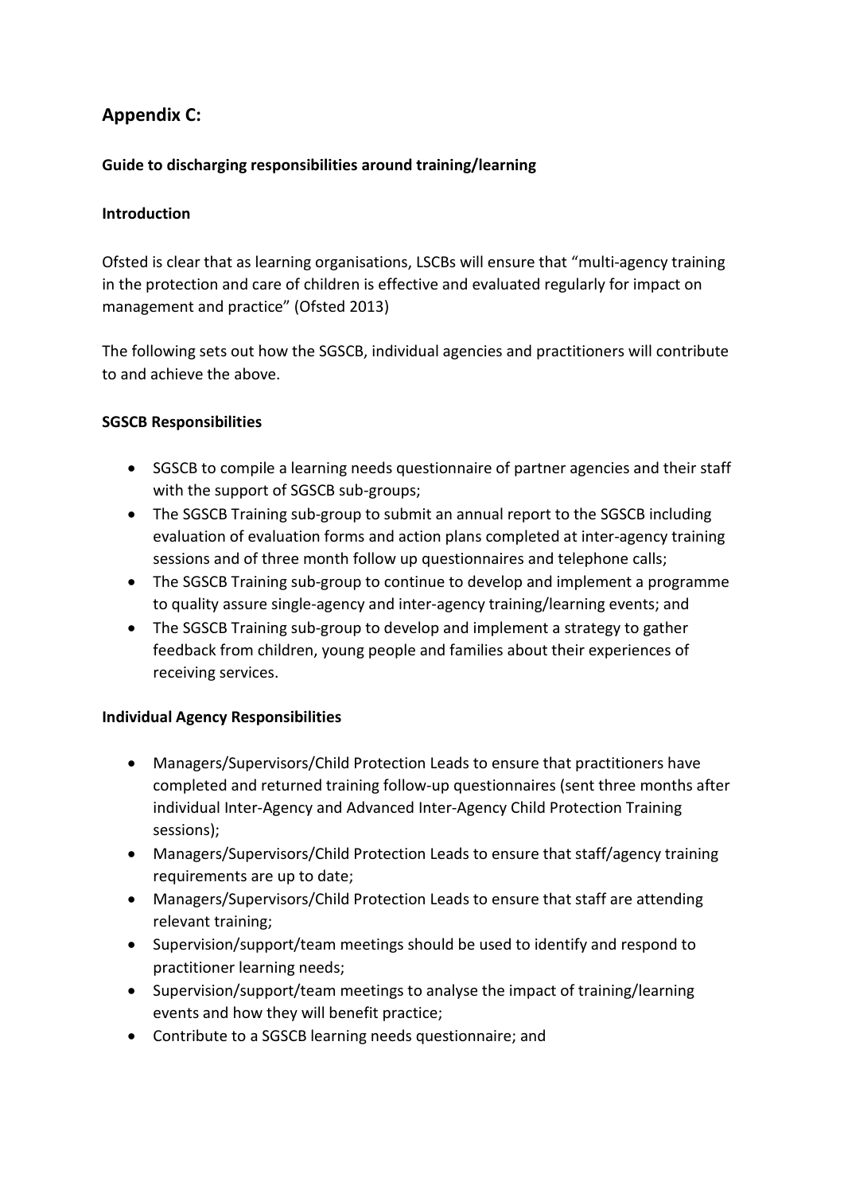## Appendix C:

**Guide to discharging responsibilities around training/learning**

**Introduction**

Ofsted is clear that as learning organisations, LSCBs will ensure that "multi-agency training in the protection and care of children is effective and evaluated regularly for impact on management and practice" (Ofsted 2013)

The following sets out how the SGSCB, individual agencies and practitioners will contribute to and achieve the above.

**SGSCB Responsibilities**

- SGSCB to compile a learning needs questionnaire of partner agencies and their staff with the support of SGSCB sub-groups;
- The SGSCB Training sub-group to submit an annual report to the SGSCB including evaluation of evaluation forms and action plans completed at inter-agency training sessions and of three month follow up questionnaires and telephone calls;
- The SGSCB Training sub-group to continue to develop and implement a programme to quality assure single-agency and inter-agency training/learning events; and
- The SGSCB Training sub-group to develop and implement a strategy to gather feedback from children, young people and families about their experiences of receiving services.

**Individual Agency Responsibilities**

- Managers/Supervisors/Child Protection Leads to ensure that practitioners have completed and returned training follow-up questionnaires (sent three months after individual Inter-Agency and Advanced Inter-Agency Child Protection Training sessions);
- Managers/Supervisors/Child Protection Leads to ensure that staff/agency training requirements are up to date;
- Managers/Supervisors/Child Protection Leads to ensure that staff are attending relevant training;
- Supervision/support/team meetings should be used to identify and respond to practitioner learning needs;
- Supervision/support/team meetings to analyse the impact of training/learning events and how they will benefit practice;
- Contribute to a SGSCB learning needs questionnaire; and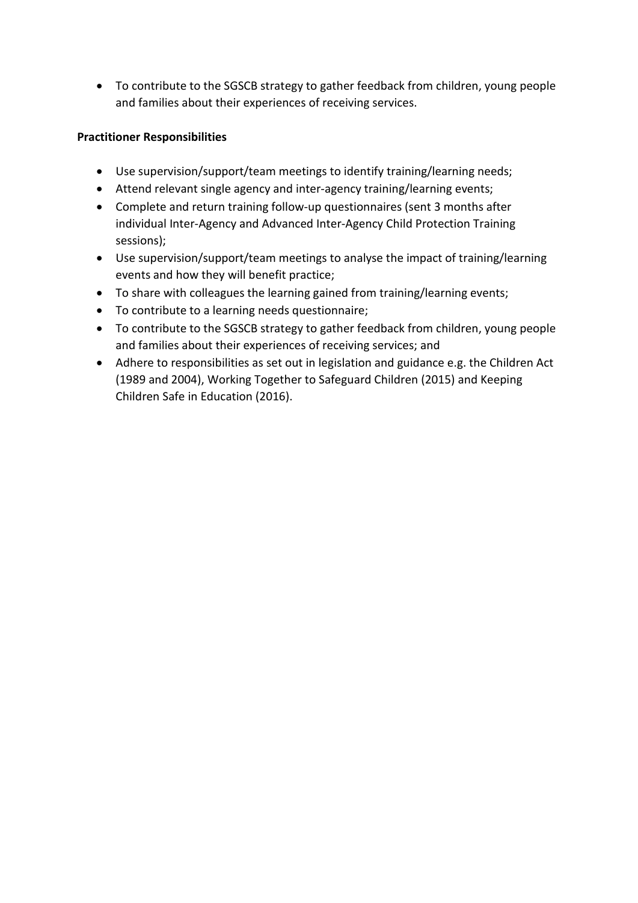- To contribute to the SGSCB strategy to gather feedback from children, young people and families about their experiences of receiving services.

**Practitioner Responsibilities**

- Use supervision/support/team meetings to identify training/learning needs;
- Attend relevant single agency and inter-agency training/learning events;
- Complete and return training follow-up questionnaires (sent 3 months after individual Inter-Agency and Advanced Inter-Agency Child Protection Training sessions);
- Use supervision/support/team meetings to analyse the impact of training/learning events and how they will benefit practice;
- To share with colleagues the learning gained from training/learning events;
- To contribute to a learning needs questionnaire;
- To contribute to the SGSCB strategy to gather feedback from children, young people and families about their experiences of receiving services; and
- Adhere to responsibilities as set out in legislation and guidance e.g. the Children Act (1989 and 2004), Working Together to Safeguard Children (2015) and Keeping Children Safe in Education (2016).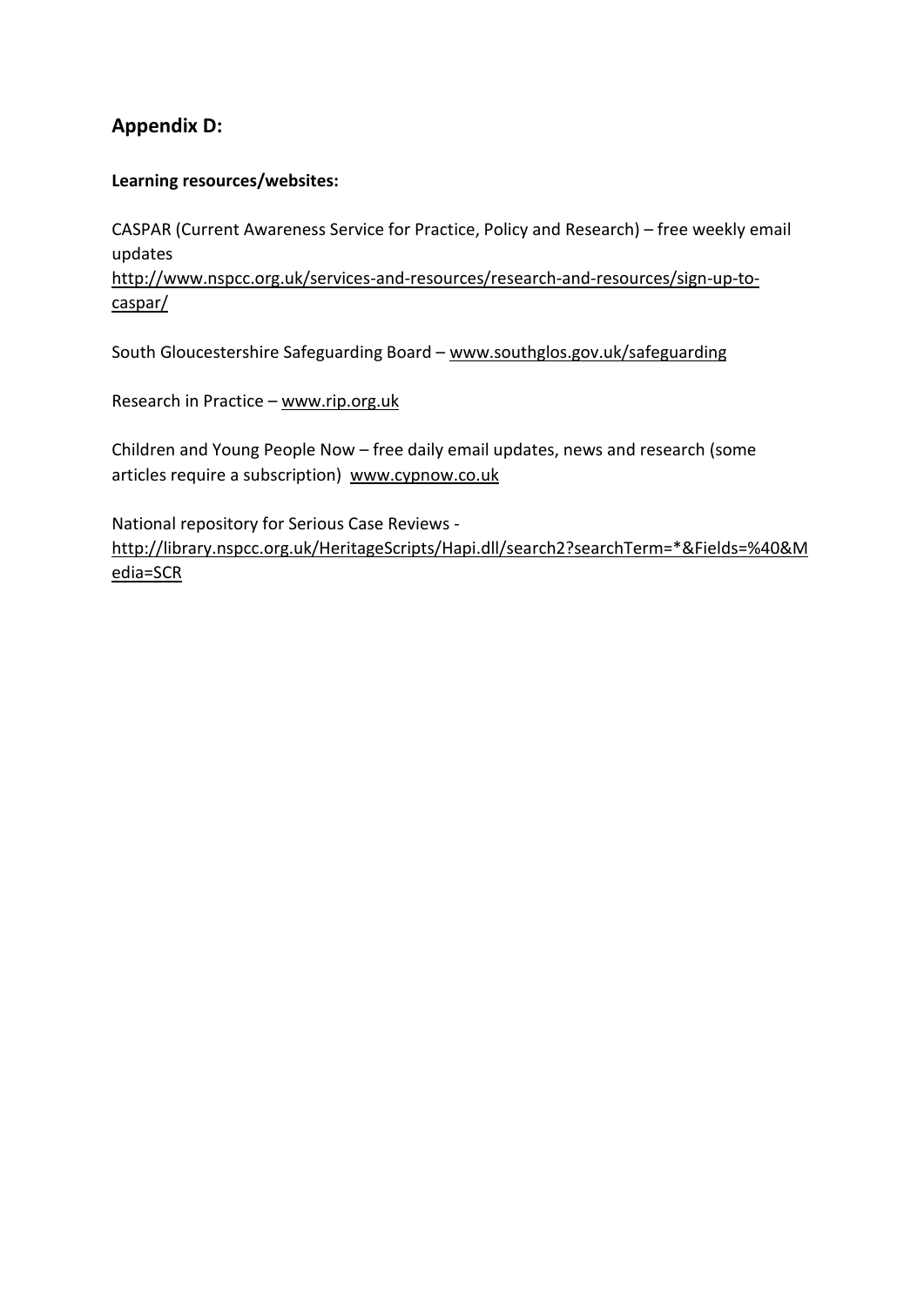## Appendix D:

**Learning resources/websites:**

CASPAR (Current Awareness Service for Practice, Policy and Research) – free weekly email updates
http://www.nspcc.org.uk/services-and-resources/research-and-resources/sign-up-to-caspar/

South Gloucestershire Safeguarding Board – www.southglos.gov.uk/safeguarding

Research in Practice – www.rip.org.uk

Children and Young People Now – free daily email updates, news and research (some articles require a subscription) www.cypnow.co.uk

National repository for Serious Case Reviews - http://library.nspcc.org.uk/HeritageScripts/Hapi.dll/search2?searchTerm=*&Fields=%40&Media=SCR